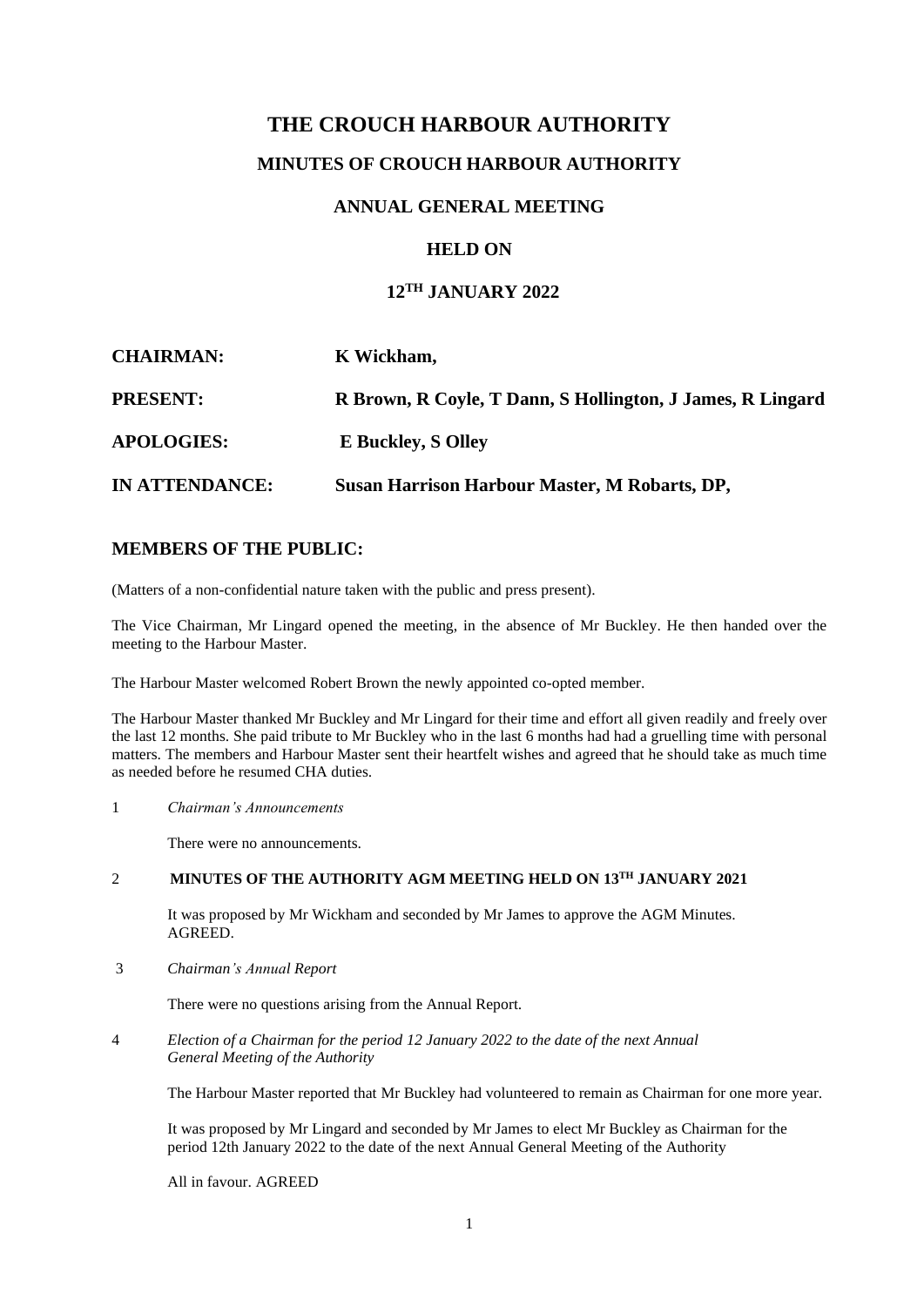# THE CROUCH HARBOUR AUTHORITY

## MINUTES OF CROUCH HARBOUR AUTHORITY

## ANNUAL GENERAL MEETING

## HELD ON

## 12TH JANUARY 2022

**CHAIRMAN:** **K Wickham,**

**PRESENT:** **R Brown, R Coyle, T Dann, S Hollington, J James, R Lingard**

**APOLOGIES:** **E Buckley, S Olley**

**IN ATTENDANCE:** **Susan Harrison Harbour Master, M Robarts, DP,**

## MEMBERS OF THE PUBLIC:

(Matters of a non-confidential nature taken with the public and press present).

The Vice Chairman, Mr Lingard opened the meeting, in the absence of Mr Buckley. He then handed over the meeting to the Harbour Master.

The Harbour Master welcomed Robert Brown the newly appointed co-opted member.

The Harbour Master thanked Mr Buckley and Mr Lingard for their time and effort all given readily and freely over the last 12 months. She paid tribute to Mr Buckley who in the last 6 months had had a gruelling time with personal matters. The members and Harbour Master sent their heartfelt wishes and agreed that he should take as much time as needed before he resumed CHA duties.

1 *Chairman's Announcements*

There were no announcements.

2 **MINUTES OF THE AUTHORITY AGM MEETING HELD ON 13TH JANUARY 2021**

It was proposed by Mr Wickham and seconded by Mr James to approve the AGM Minutes. AGREED.

3 *Chairman's Annual Report*

There were no questions arising from the Annual Report.

4 *Election of a Chairman for the period 12 January 2022 to the date of the next Annual General Meeting of the Authority*

The Harbour Master reported that Mr Buckley had volunteered to remain as Chairman for one more year.

It was proposed by Mr Lingard and seconded by Mr James to elect Mr Buckley as Chairman for the period 12th January 2022 to the date of the next Annual General Meeting of the Authority

All in favour. AGREED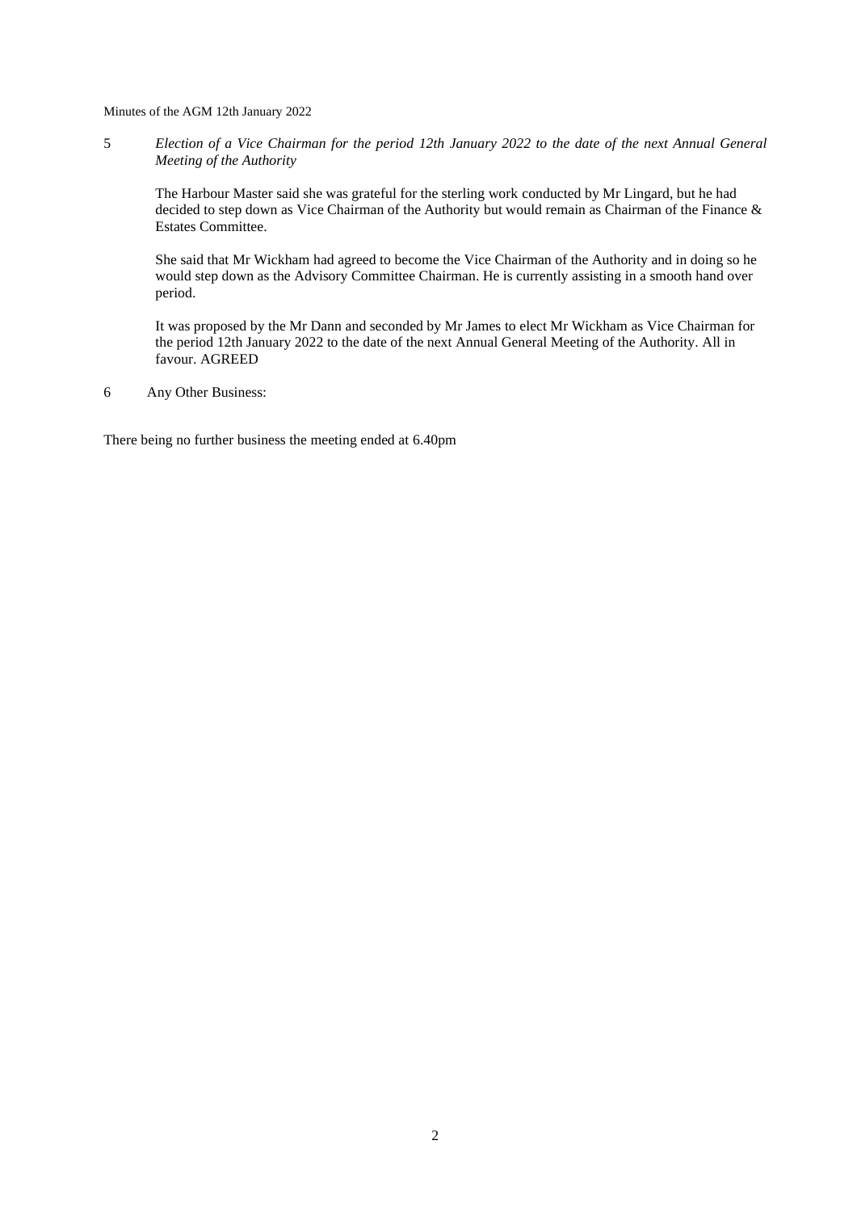5 *Election of a Vice Chairman for the period 12th January 2022 to the date of the next Annual General Meeting of the Authority*

The Harbour Master said she was grateful for the sterling work conducted by Mr Lingard, but he had decided to step down as Vice Chairman of the Authority but would remain as Chairman of the Finance & Estates Committee.

She said that Mr Wickham had agreed to become the Vice Chairman of the Authority and in doing so he would step down as the Advisory Committee Chairman. He is currently assisting in a smooth hand over period.

It was proposed by the Mr Dann and seconded by Mr James to elect Mr Wickham as Vice Chairman for the period 12th January 2022 to the date of the next Annual General Meeting of the Authority. All in favour. AGREED

6 Any Other Business:

There being no further business the meeting ended at 6.40pm